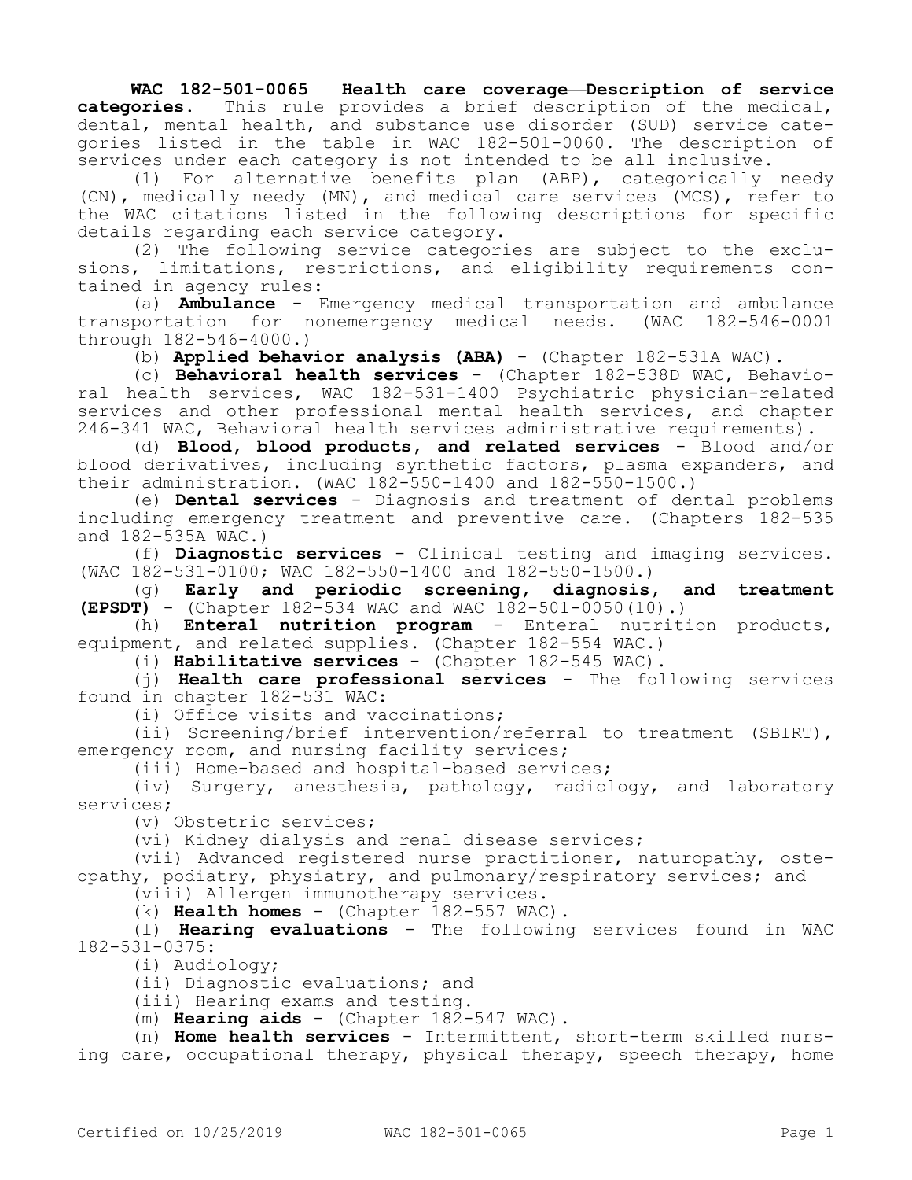**WAC 182-501-0065 Health care coverage—Description of service categories.** This rule provides a brief description of the medical, dental, mental health, and substance use disorder (SUD) service categories listed in the table in WAC 182-501-0060. The description of services under each category is not intended to be all inclusive.

(1) For alternative benefits plan (ABP), categorically needy (CN), medically needy (MN), and medical care services (MCS), refer to the WAC citations listed in the following descriptions for specific details regarding each service category.

(2) The following service categories are subject to the exclusions, limitations, restrictions, and eligibility requirements contained in agency rules:

(a) **Ambulance** - Emergency medical transportation and ambulance transportation for nonemergency medical needs. (WAC 182-546-0001 through 182-546-4000.)

(b) **Applied behavior analysis (ABA)** - (Chapter 182-531A WAC).

(c) **Behavioral health services** - (Chapter 182-538D WAC, Behavioral health services, WAC 182-531-1400 Psychiatric physician-related services and other professional mental health services, and chapter 246-341 WAC, Behavioral health services administrative requirements).

(d) **Blood, blood products, and related services** - Blood and/or blood derivatives, including synthetic factors, plasma expanders, and their administration. (WAC 182-550-1400 and 182-550-1500.)

(e) **Dental services** - Diagnosis and treatment of dental problems including emergency treatment and preventive care. (Chapters 182-535 and 182-535A WAC.)

(f) **Diagnostic services** - Clinical testing and imaging services. (WAC 182-531-0100; WAC 182-550-1400 and 182-550-1500.)

(g) **Early and periodic screening, diagnosis, and treatment (EPSDT)** - (Chapter 182-534 WAC and WAC 182-501-0050(10).)

(h) **Enteral nutrition program** - Enteral nutrition products, equipment, and related supplies. (Chapter 182-554 WAC.)

(i) **Habilitative services** - (Chapter 182-545 WAC).

(j) **Health care professional services** - The following services found in chapter 182-531 WAC:

(i) Office visits and vaccinations;

(ii) Screening/brief intervention/referral to treatment (SBIRT), emergency room, and nursing facility services;

(iii) Home-based and hospital-based services;

(iv) Surgery, anesthesia, pathology, radiology, and laboratory services;

(v) Obstetric services;

(vi) Kidney dialysis and renal disease services;

(vii) Advanced registered nurse practitioner, naturopathy, osteopathy, podiatry, physiatry, and pulmonary/respiratory services; and

(viii) Allergen immunotherapy services.

(k) **Health homes** - (Chapter 182-557 WAC).

(l) **Hearing evaluations** - The following services found in WAC 182-531-0375:

(i) Audiology;

(ii) Diagnostic evaluations; and

(iii) Hearing exams and testing.

(m) **Hearing aids** - (Chapter 182-547 WAC).

(n) **Home health services** - Intermittent, short-term skilled nursing care, occupational therapy, physical therapy, speech therapy, home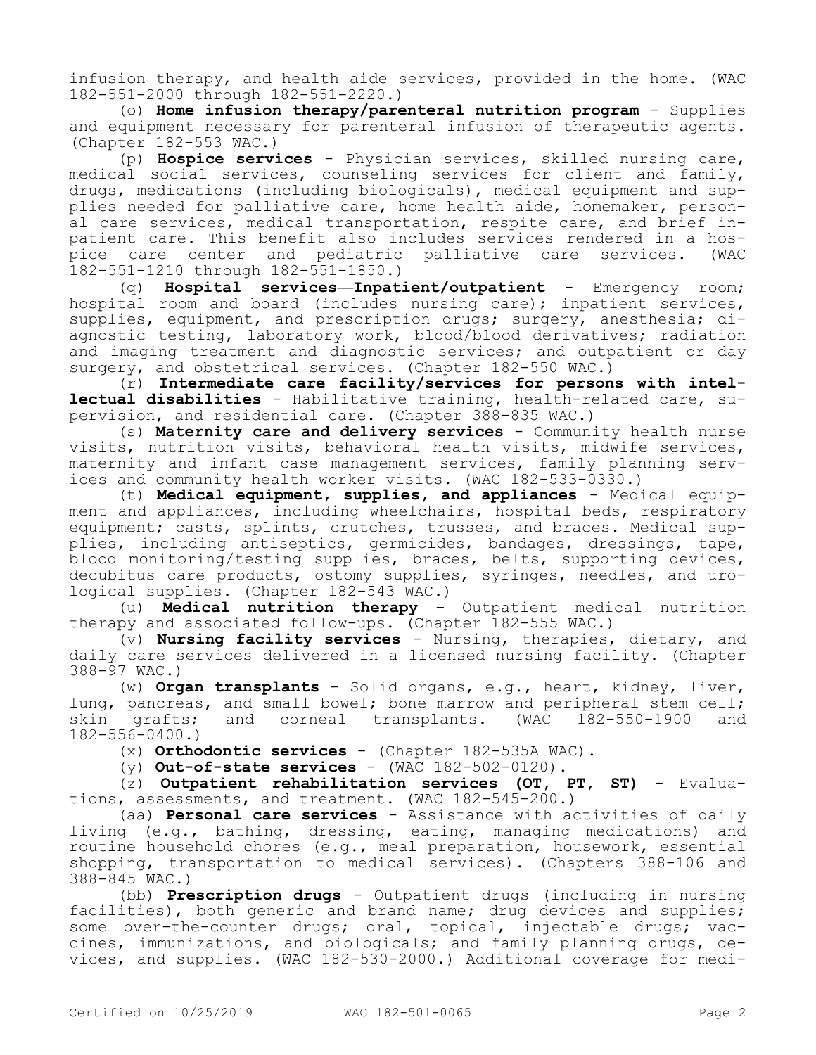infusion therapy, and health aide services, provided in the home. (WAC 182-551-2000 through 182-551-2220.)

(o) **Home infusion therapy/parenteral nutrition program** - Supplies and equipment necessary for parenteral infusion of therapeutic agents. (Chapter 182-553 WAC.)

(p) **Hospice services** - Physician services, skilled nursing care, medical social services, counseling services for client and family, drugs, medications (including biologicals), medical equipment and supplies needed for palliative care, home health aide, homemaker, personal care services, medical transportation, respite care, and brief inpatient care. This benefit also includes services rendered in a hospice care center and pediatric palliative care services. (WAC 182-551-1210 through 182-551-1850.)

(q) **Hospital services—Inpatient/outpatient** - Emergency room; hospital room and board (includes nursing care); inpatient services, supplies, equipment, and prescription drugs; surgery, anesthesia; diagnostic testing, laboratory work, blood/blood derivatives; radiation and imaging treatment and diagnostic services; and outpatient or day surgery, and obstetrical services. (Chapter 182-550 WAC.)

(r) **Intermediate care facility/services for persons with intellectual disabilities** - Habilitative training, health-related care, supervision, and residential care. (Chapter 388-835 WAC.)

(s) **Maternity care and delivery services** - Community health nurse visits, nutrition visits, behavioral health visits, midwife services, maternity and infant case management services, family planning services and community health worker visits. (WAC 182-533-0330.)

(t) **Medical equipment, supplies, and appliances** - Medical equipment and appliances, including wheelchairs, hospital beds, respiratory equipment; casts, splints, crutches, trusses, and braces. Medical supplies, including antiseptics, germicides, bandages, dressings, tape, blood monitoring/testing supplies, braces, belts, supporting devices, decubitus care products, ostomy supplies, syringes, needles, and urological supplies. (Chapter 182-543 WAC.)

(u) **Medical nutrition therapy** – Outpatient medical nutrition therapy and associated follow-ups. (Chapter 182-555 WAC.)

(v) **Nursing facility services** - Nursing, therapies, dietary, and daily care services delivered in a licensed nursing facility. (Chapter 388-97 WAC.)

(w) **Organ transplants** - Solid organs, e.g., heart, kidney, liver, lung, pancreas, and small bowel; bone marrow and peripheral stem cell; skin grafts; and corneal transplants. (WAC 182-550-1900 and 182-556-0400.)

(x) **Orthodontic services** - (Chapter 182-535A WAC).

(y) **Out-of-state services** - (WAC 182-502-0120).

(z) **Outpatient rehabilitation services (OT, PT, ST)** - Evaluations, assessments, and treatment. (WAC 182-545-200.)

(aa) **Personal care services** - Assistance with activities of daily living (e.g., bathing, dressing, eating, managing medications) and routine household chores (e.g., meal preparation, housework, essential shopping, transportation to medical services). (Chapters 388-106 and 388-845 WAC.)

(bb) **Prescription drugs** - Outpatient drugs (including in nursing facilities), both generic and brand name; drug devices and supplies; some over-the-counter drugs; oral, topical, injectable drugs; vaccines, immunizations, and biologicals; and family planning drugs, devices, and supplies. (WAC 182-530-2000.) Additional coverage for medi-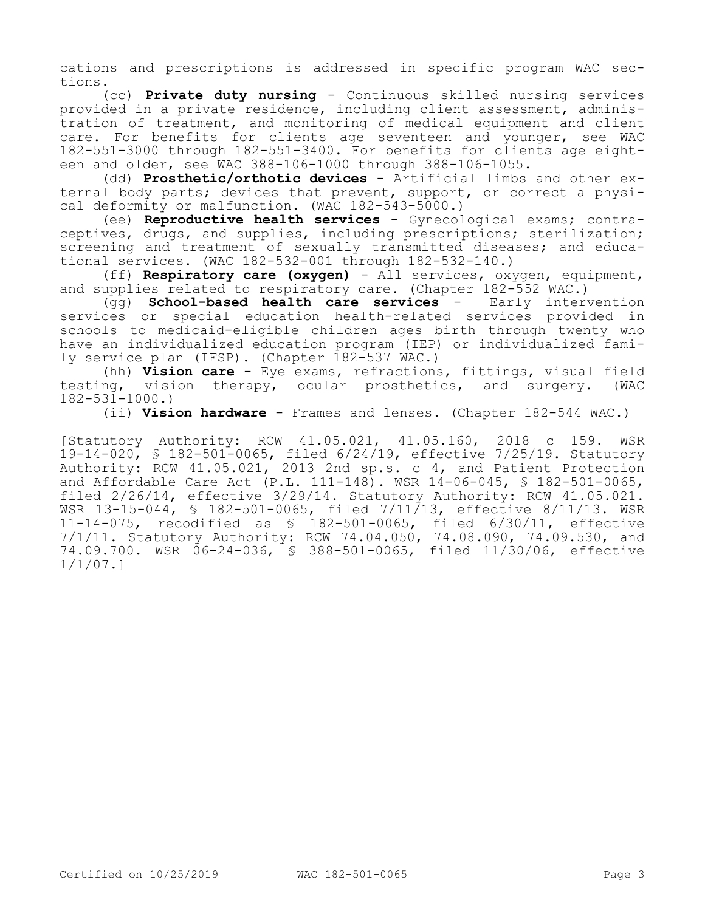cations and prescriptions is addressed in specific program WAC sections.

(cc) **Private duty nursing** - Continuous skilled nursing services provided in a private residence, including client assessment, administration of treatment, and monitoring of medical equipment and client care. For benefits for clients age seventeen and younger, see WAC 182-551-3000 through 182-551-3400. For benefits for clients age eighteen and older, see WAC 388-106-1000 through 388-106-1055.

(dd) **Prosthetic/orthotic devices** - Artificial limbs and other external body parts; devices that prevent, support, or correct a physical deformity or malfunction. (WAC 182-543-5000.)

(ee) **Reproductive health services** - Gynecological exams; contraceptives, drugs, and supplies, including prescriptions; sterilization; screening and treatment of sexually transmitted diseases; and educational services. (WAC 182-532-001 through 182-532-140.)

(ff) **Respiratory care (oxygen)** - All services, oxygen, equipment, and supplies related to respiratory care. (Chapter 182-552 WAC.)

(gg) **School-based health care services** - Early intervention services or special education health-related services provided in schools to medicaid-eligible children ages birth through twenty who have an individualized education program (IEP) or individualized family service plan (IFSP). (Chapter 182-537 WAC.)

(hh) **Vision care** - Eye exams, refractions, fittings, visual field testing, vision therapy, ocular prosthetics, and surgery. (WAC 182-531-1000.)

(ii) **Vision hardware** - Frames and lenses. (Chapter 182-544 WAC.)

[Statutory Authority: RCW 41.05.021, 41.05.160, 2018 c 159. WSR 19-14-020, § 182-501-0065, filed 6/24/19, effective 7/25/19. Statutory Authority: RCW 41.05.021, 2013 2nd sp.s. c 4, and Patient Protection and Affordable Care Act (P.L. 111-148). WSR 14-06-045, § 182-501-0065, filed 2/26/14, effective 3/29/14. Statutory Authority: RCW 41.05.021. WSR 13-15-044, § 182-501-0065, filed 7/11/13, effective 8/11/13. WSR 11-14-075, recodified as § 182-501-0065, filed 6/30/11, effective 7/1/11. Statutory Authority: RCW 74.04.050, 74.08.090, 74.09.530, and 74.09.700. WSR 06-24-036, § 388-501-0065, filed 11/30/06, effective 1/1/07.]